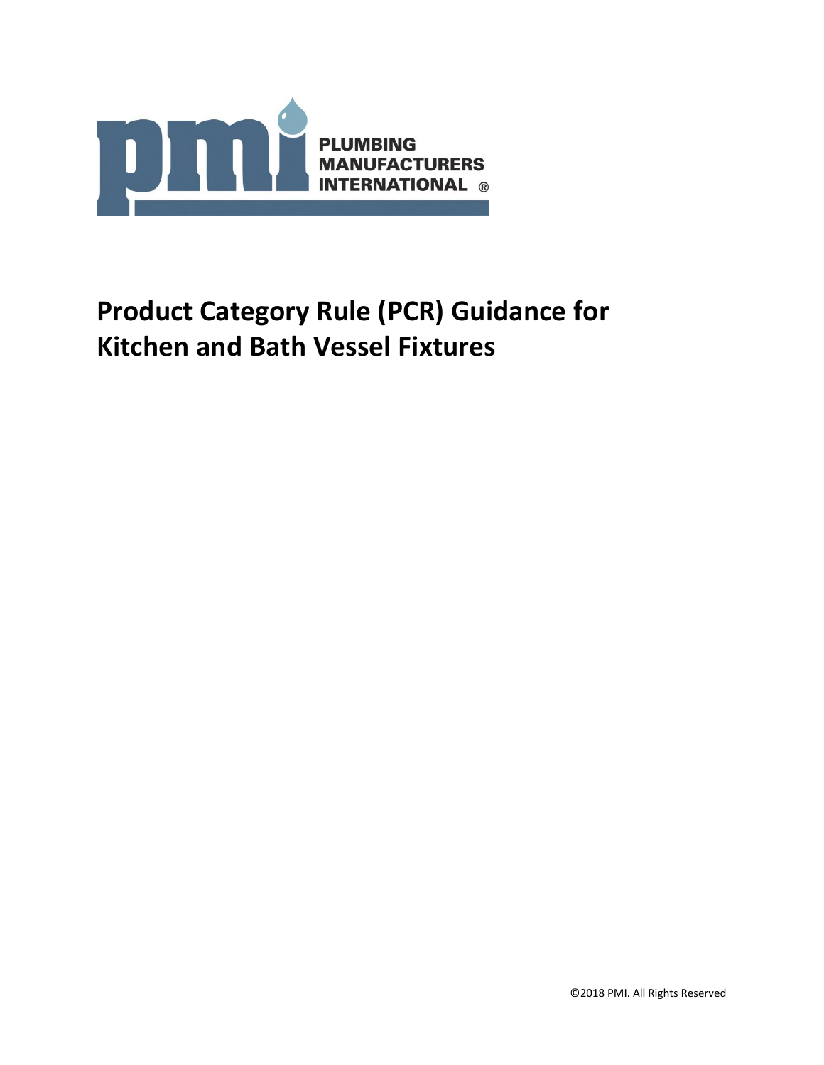PLUMBING MANUFACTURERS INTERNATIONAL ®

# Product Category Rule (PCR) Guidance for Kitchen and Bath Vessel Fixtures

©2018 PMI. All Rights Reserved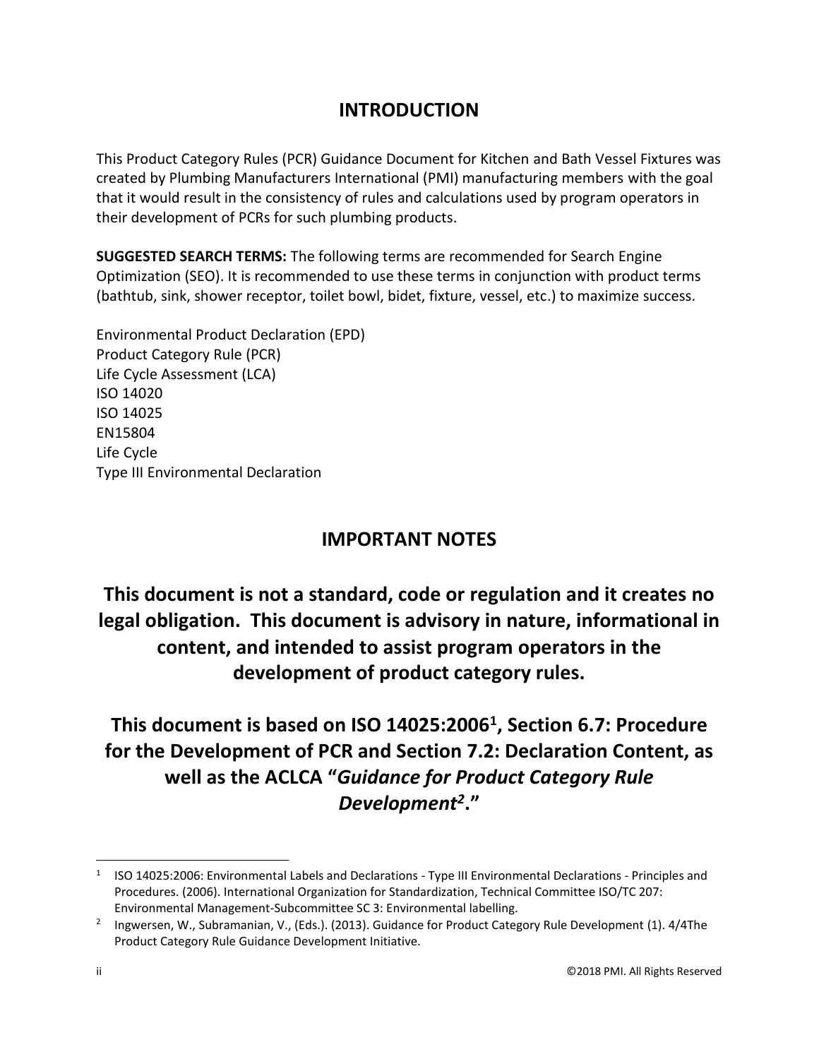## INTRODUCTION

This Product Category Rules (PCR) Guidance Document for Kitchen and Bath Vessel Fixtures was created by Plumbing Manufacturers International (PMI) manufacturing members with the goal that it would result in the consistency of rules and calculations used by program operators in their development of PCRs for such plumbing products.

**SUGGESTED SEARCH TERMS:** The following terms are recommended for Search Engine Optimization (SEO). It is recommended to use these terms in conjunction with product terms (bathtub, sink, shower receptor, toilet bowl, bidet, fixture, vessel, etc.) to maximize success.

Environmental Product Declaration (EPD)
Product Category Rule (PCR)
Life Cycle Assessment (LCA)
ISO 14020
ISO 14025
EN15804
Life Cycle
Type III Environmental Declaration

## IMPORTANT NOTES

**This document is not a standard, code or regulation and it creates no legal obligation. This document is advisory in nature, informational in content, and intended to assist program operators in the development of product category rules.**

**This document is based on ISO 14025:2006[1], Section 6.7: Procedure for the Development of PCR and Section 7.2: Declaration Content, as well as the ACLCA "*Guidance for Product Category Rule Development[2]*."**

---

[1] ISO 14025:2006: Environmental Labels and Declarations - Type III Environmental Declarations - Principles and Procedures. (2006). International Organization for Standardization, Technical Committee ISO/TC 207: Environmental Management-Subcommittee SC 3: Environmental labelling.

[2] Ingwersen, W., Subramanian, V., (Eds.). (2013). Guidance for Product Category Rule Development (1). 4/4The Product Category Rule Guidance Development Initiative.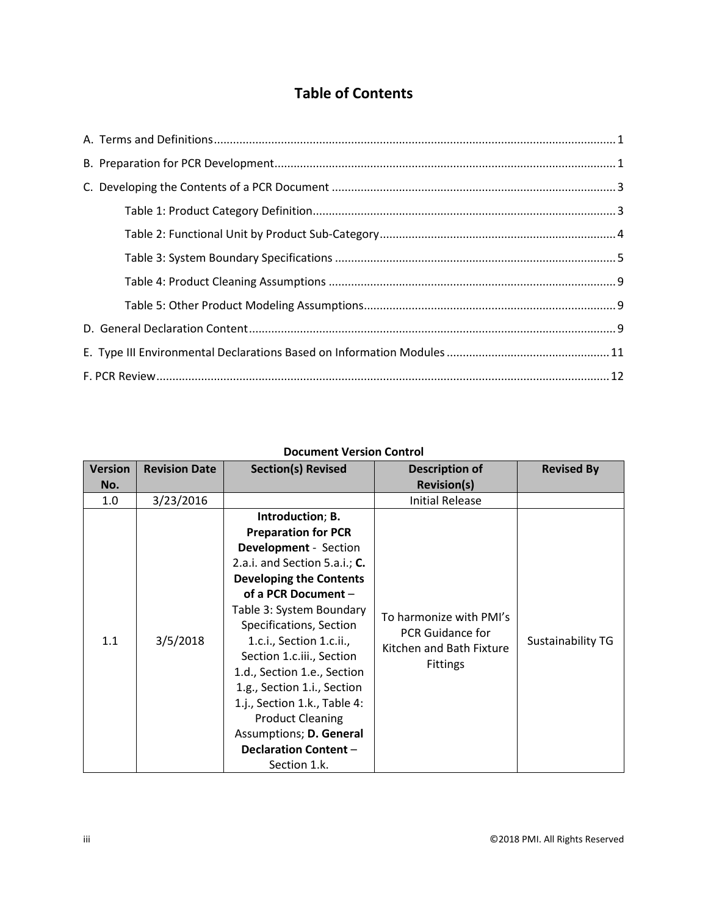# Table of Contents

A. Terms and Definitions ........................................................................................................................ 1

B. Preparation for PCR Development ..................................................................................................... 1

C. Developing the Contents of a PCR Document ..................................................................................... 3

- Table 1: Product Category Definition ............................................................................................ 3
- Table 2: Functional Unit by Product Sub-Category ........................................................................ 4
- Table 3: System Boundary Specifications ...................................................................................... 5
- Table 4: Product Cleaning Assumptions ........................................................................................ 9
- Table 5: Other Product Modeling Assumptions ............................................................................. 9

D. General Declaration Content ............................................................................................................. 9

E. Type III Environmental Declarations Based on Information Modules ................................................ 11

F. PCR Review ........................................................................................................................................ 12

**Document Version Control**

| Version No. | Revision Date | Section(s) Revised | Description of Revision(s) | Revised By |
|---|---|---|---|---|
| 1.0 | 3/23/2016 | | Initial Release | |
| 1.1 | 3/5/2018 | **Introduction**; **B. Preparation for PCR Development** - Section 2.a.i. and Section 5.a.i.; **C. Developing the Contents of a PCR Document** – Table 3: System Boundary Specifications, Section 1.c.i., Section 1.c.ii., Section 1.c.iii., Section 1.d., Section 1.e., Section 1.g., Section 1.i., Section 1.j., Section 1.k., Table 4: Product Cleaning Assumptions; **D. General Declaration Content** – Section 1.k. | To harmonize with PMI's PCR Guidance for Kitchen and Bath Fixture Fittings | Sustainability TG |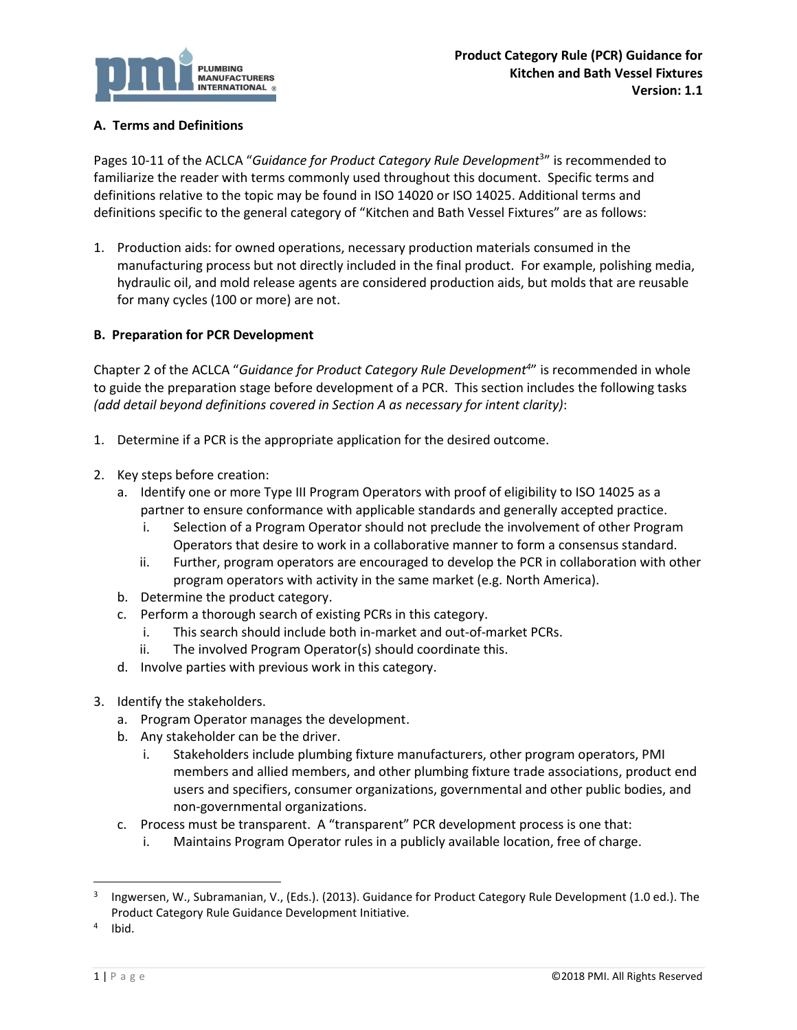## A. Terms and Definitions

Pages 10-11 of the ACLCA "*Guidance for Product Category Rule Development*[3]" is recommended to familiarize the reader with terms commonly used throughout this document. Specific terms and definitions relative to the topic may be found in ISO 14020 or ISO 14025. Additional terms and definitions specific to the general category of "Kitchen and Bath Vessel Fixtures" are as follows:

1. Production aids: for owned operations, necessary production materials consumed in the manufacturing process but not directly included in the final product. For example, polishing media, hydraulic oil, and mold release agents are considered production aids, but molds that are reusable for many cycles (100 or more) are not.

## B. Preparation for PCR Development

Chapter 2 of the ACLCA "*Guidance for Product Category Rule Development*[4]" is recommended in whole to guide the preparation stage before development of a PCR. This section includes the following tasks *(add detail beyond definitions covered in Section A as necessary for intent clarity)*:

1. Determine if a PCR is the appropriate application for the desired outcome.

2. Key steps before creation:
   a. Identify one or more Type III Program Operators with proof of eligibility to ISO 14025 as a partner to ensure conformance with applicable standards and generally accepted practice.
      i. Selection of a Program Operator should not preclude the involvement of other Program Operators that desire to work in a collaborative manner to form a consensus standard.
      ii. Further, program operators are encouraged to develop the PCR in collaboration with other program operators with activity in the same market (e.g. North America).
   b. Determine the product category.
   c. Perform a thorough search of existing PCRs in this category.
      i. This search should include both in-market and out-of-market PCRs.
      ii. The involved Program Operator(s) should coordinate this.
   d. Involve parties with previous work in this category.

3. Identify the stakeholders.
   a. Program Operator manages the development.
   b. Any stakeholder can be the driver.
      i. Stakeholders include plumbing fixture manufacturers, other program operators, PMI members and allied members, and other plumbing fixture trade associations, product end users and specifiers, consumer organizations, governmental and other public bodies, and non-governmental organizations.
   c. Process must be transparent. A "transparent" PCR development process is one that:
      i. Maintains Program Operator rules in a publicly available location, free of charge.

---

[3] Ingwersen, W., Subramanian, V., (Eds.). (2013). Guidance for Product Category Rule Development (1.0 ed.). The Product Category Rule Guidance Development Initiative.

[4] Ibid.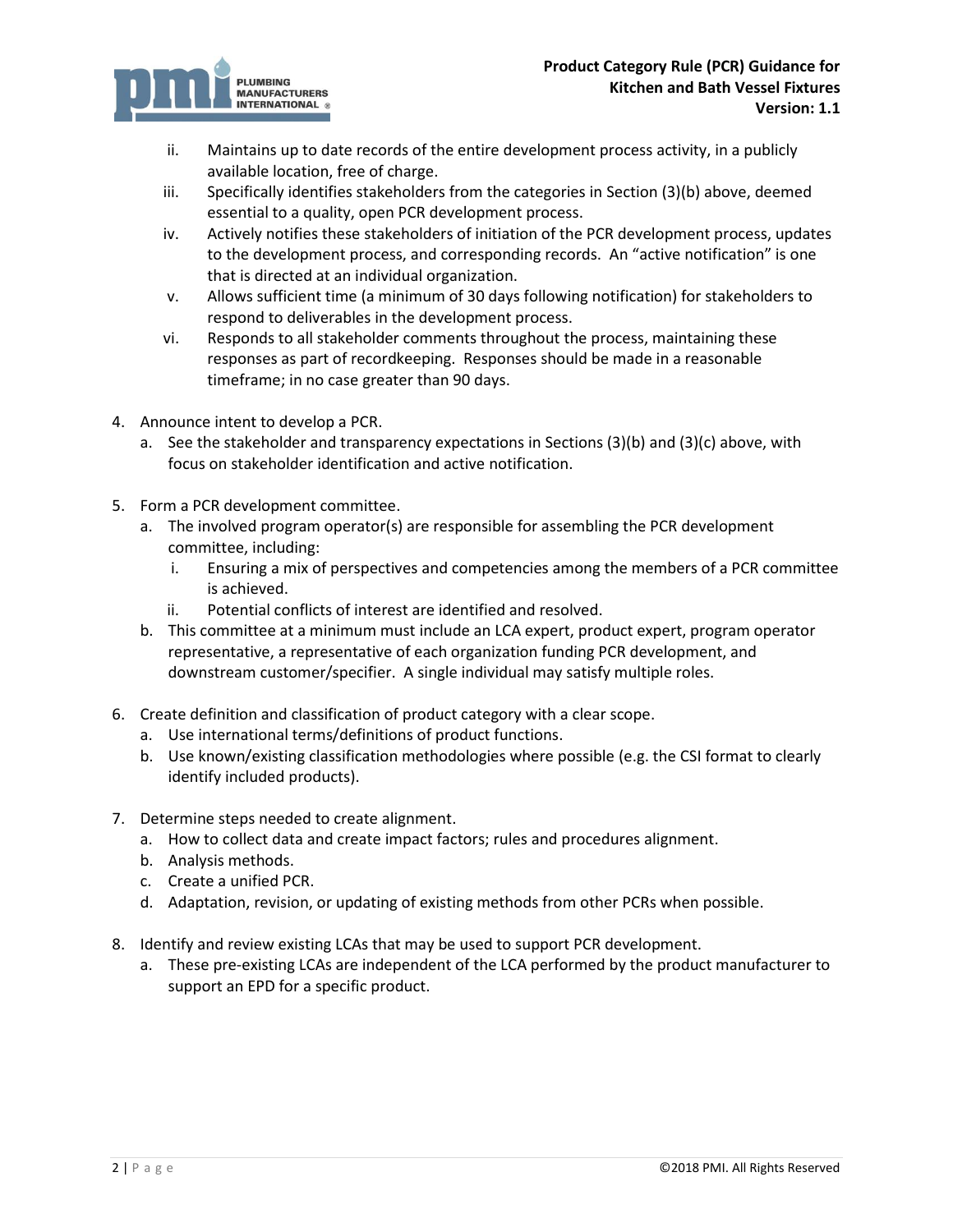ii. Maintains up to date records of the entire development process activity, in a publicly available location, free of charge.
iii. Specifically identifies stakeholders from the categories in Section (3)(b) above, deemed essential to a quality, open PCR development process.
iv. Actively notifies these stakeholders of initiation of the PCR development process, updates to the development process, and corresponding records. An "active notification" is one that is directed at an individual organization.
v. Allows sufficient time (a minimum of 30 days following notification) for stakeholders to respond to deliverables in the development process.
vi. Responds to all stakeholder comments throughout the process, maintaining these responses as part of recordkeeping. Responses should be made in a reasonable timeframe; in no case greater than 90 days.

4. Announce intent to develop a PCR.
   a. See the stakeholder and transparency expectations in Sections (3)(b) and (3)(c) above, with focus on stakeholder identification and active notification.

5. Form a PCR development committee.
   a. The involved program operator(s) are responsible for assembling the PCR development committee, including:
      i. Ensuring a mix of perspectives and competencies among the members of a PCR committee is achieved.
      ii. Potential conflicts of interest are identified and resolved.
   b. This committee at a minimum must include an LCA expert, product expert, program operator representative, a representative of each organization funding PCR development, and downstream customer/specifier. A single individual may satisfy multiple roles.

6. Create definition and classification of product category with a clear scope.
   a. Use international terms/definitions of product functions.
   b. Use known/existing classification methodologies where possible (e.g. the CSI format to clearly identify included products).

7. Determine steps needed to create alignment.
   a. How to collect data and create impact factors; rules and procedures alignment.
   b. Analysis methods.
   c. Create a unified PCR.
   d. Adaptation, revision, or updating of existing methods from other PCRs when possible.

8. Identify and review existing LCAs that may be used to support PCR development.
   a. These pre-existing LCAs are independent of the LCA performed by the product manufacturer to support an EPD for a specific product.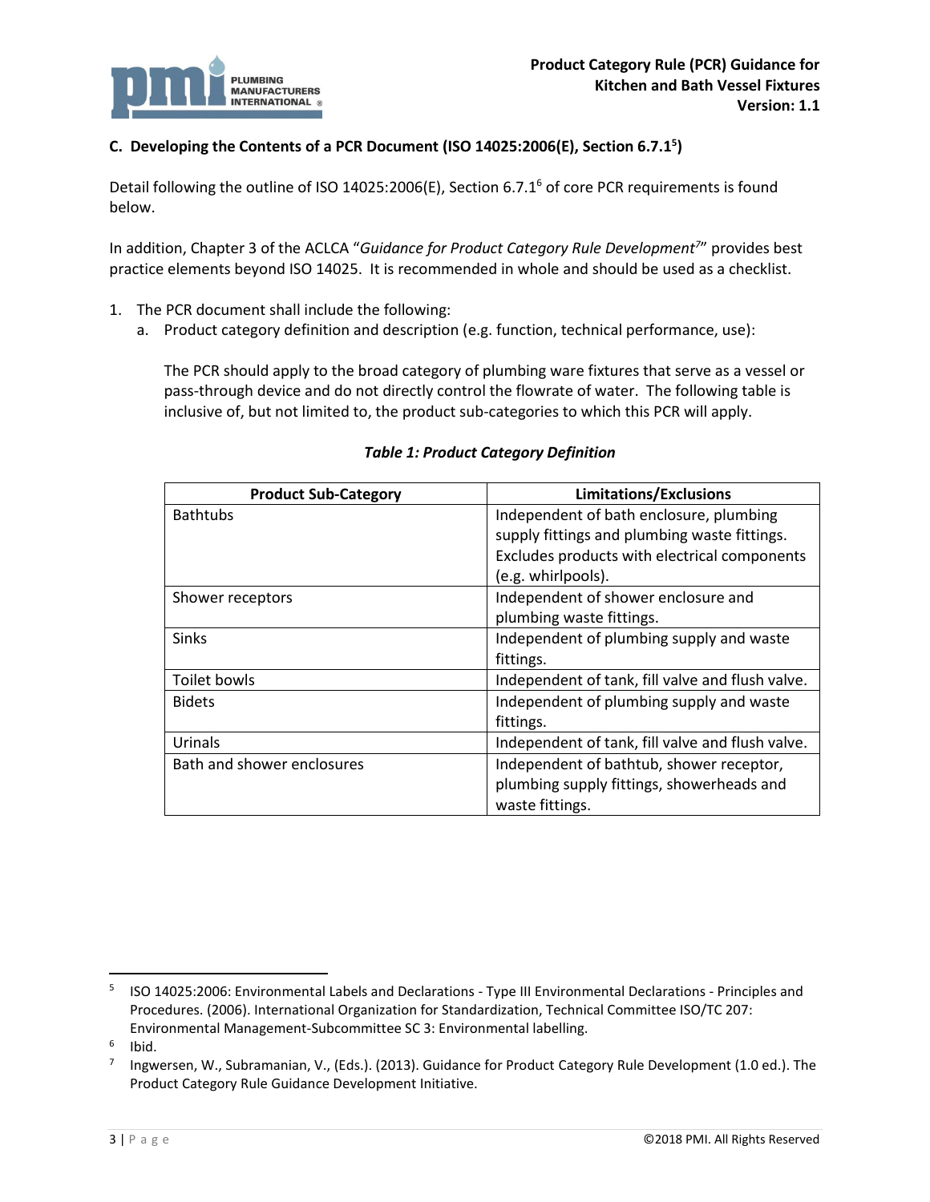### C. Developing the Contents of a PCR Document (ISO 14025:2006(E), Section 6.7.1[5])

Detail following the outline of ISO 14025:2006(E), Section 6.7.1[6] of core PCR requirements is found below.

In addition, Chapter 3 of the ACLCA "*Guidance for Product Category Rule Development*[7]" provides best practice elements beyond ISO 14025. It is recommended in whole and should be used as a checklist.

1. The PCR document shall include the following:
   a. Product category definition and description (e.g. function, technical performance, use):

      The PCR should apply to the broad category of plumbing ware fixtures that serve as a vessel or pass-through device and do not directly control the flowrate of water. The following table is inclusive of, but not limited to, the product sub-categories to which this PCR will apply.

***Table 1: Product Category Definition***

| Product Sub-Category | Limitations/Exclusions |
|---|---|
| Bathtubs | Independent of bath enclosure, plumbing supply fittings and plumbing waste fittings. Excludes products with electrical components (e.g. whirlpools). |
| Shower receptors | Independent of shower enclosure and plumbing waste fittings. |
| Sinks | Independent of plumbing supply and waste fittings. |
| Toilet bowls | Independent of tank, fill valve and flush valve. |
| Bidets | Independent of plumbing supply and waste fittings. |
| Urinals | Independent of tank, fill valve and flush valve. |
| Bath and shower enclosures | Independent of bathtub, shower receptor, plumbing supply fittings, showerheads and waste fittings. |

---

[5] ISO 14025:2006: Environmental Labels and Declarations - Type III Environmental Declarations - Principles and Procedures. (2006). International Organization for Standardization, Technical Committee ISO/TC 207: Environmental Management-Subcommittee SC 3: Environmental labelling.

[6] Ibid.

[7] Ingwersen, W., Subramanian, V., (Eds.). (2013). Guidance for Product Category Rule Development (1.0 ed.). The Product Category Rule Guidance Development Initiative.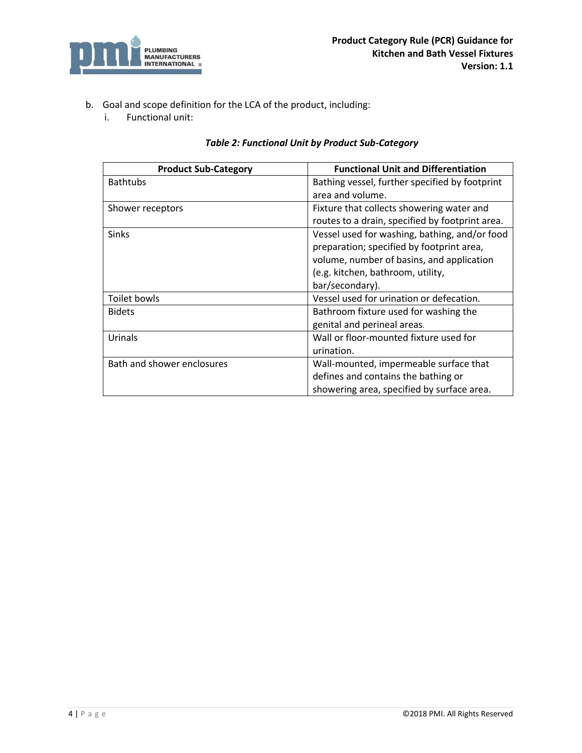b. Goal and scope definition for the LCA of the product, including:
   i. Functional unit:

***Table 2: Functional Unit by Product Sub-Category***

| Product Sub-Category | Functional Unit and Differentiation |
|---|---|
| Bathtubs | Bathing vessel, further specified by footprint area and volume. |
| Shower receptors | Fixture that collects showering water and routes to a drain, specified by footprint area. |
| Sinks | Vessel used for washing, bathing, and/or food preparation; specified by footprint area, volume, number of basins, and application (e.g. kitchen, bathroom, utility, bar/secondary). |
| Toilet bowls | Vessel used for urination or defecation. |
| Bidets | Bathroom fixture used for washing the genital and perineal areas. |
| Urinals | Wall or floor-mounted fixture used for urination. |
| Bath and shower enclosures | Wall-mounted, impermeable surface that defines and contains the bathing or showering area, specified by surface area. |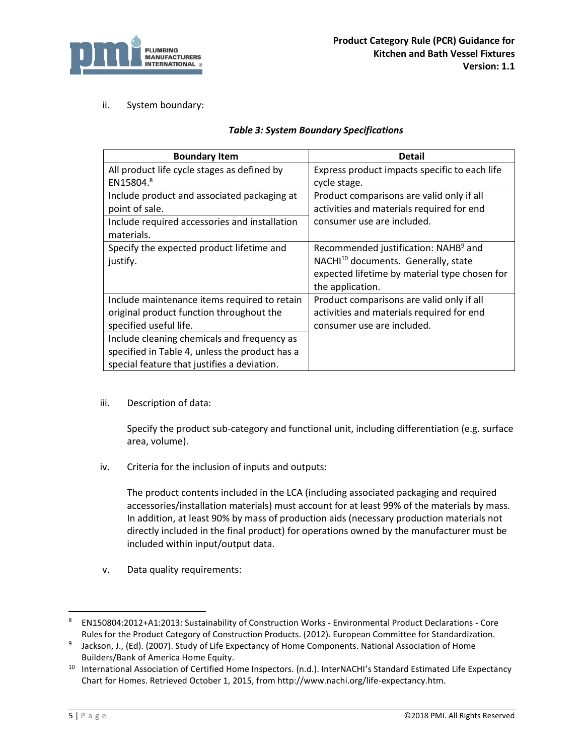ii. System boundary:

***Table 3: System Boundary Specifications***

| Boundary Item | Detail |
|---|---|
| All product life cycle stages as defined by EN15804.[8] | Express product impacts specific to each life cycle stage. |
| Include product and associated packaging at point of sale. | Product comparisons are valid only if all activities and materials required for end consumer use are included. |
| Include required accessories and installation materials. | |
| Specify the expected product lifetime and justify. | Recommended justification: NAHB[9] and NACHI[10] documents. Generally, state expected lifetime by material type chosen for the application. |
| Include maintenance items required to retain original product function throughout the specified useful life. | Product comparisons are valid only if all activities and materials required for end consumer use are included. |
| Include cleaning chemicals and frequency as specified in Table 4, unless the product has a special feature that justifies a deviation. | |

iii. Description of data:

Specify the product sub-category and functional unit, including differentiation (e.g. surface area, volume).

iv. Criteria for the inclusion of inputs and outputs:

The product contents included in the LCA (including associated packaging and required accessories/installation materials) must account for at least 99% of the materials by mass. In addition, at least 90% by mass of production aids (necessary production materials not directly included in the final product) for operations owned by the manufacturer must be included within input/output data.

v. Data quality requirements:

---

[8] EN150804:2012+A1:2013: Sustainability of Construction Works - Environmental Product Declarations - Core Rules for the Product Category of Construction Products. (2012). European Committee for Standardization.

[9] Jackson, J., (Ed). (2007). Study of Life Expectancy of Home Components. National Association of Home Builders/Bank of America Home Equity.

[10] International Association of Certified Home Inspectors. (n.d.). InterNACHI's Standard Estimated Life Expectancy Chart for Homes. Retrieved October 1, 2015, from http://www.nachi.org/life-expectancy.htm.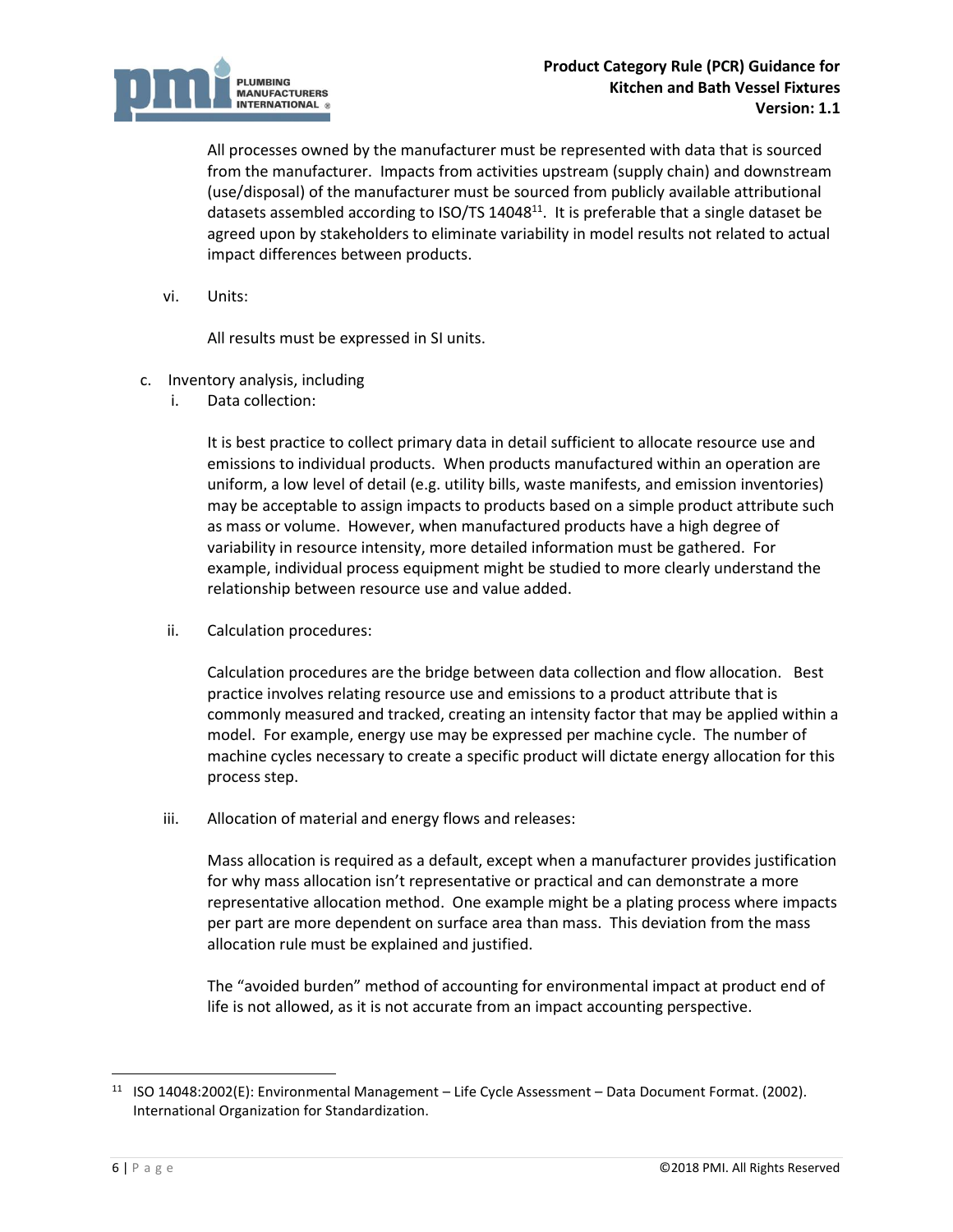All processes owned by the manufacturer must be represented with data that is sourced from the manufacturer. Impacts from activities upstream (supply chain) and downstream (use/disposal) of the manufacturer must be sourced from publicly available attributional datasets assembled according to ISO/TS 14048[11]. It is preferable that a single dataset be agreed upon by stakeholders to eliminate variability in model results not related to actual impact differences between products.

vi. Units:

All results must be expressed in SI units.

c. Inventory analysis, including

i. Data collection:

It is best practice to collect primary data in detail sufficient to allocate resource use and emissions to individual products. When products manufactured within an operation are uniform, a low level of detail (e.g. utility bills, waste manifests, and emission inventories) may be acceptable to assign impacts to products based on a simple product attribute such as mass or volume. However, when manufactured products have a high degree of variability in resource intensity, more detailed information must be gathered. For example, individual process equipment might be studied to more clearly understand the relationship between resource use and value added.

ii. Calculation procedures:

Calculation procedures are the bridge between data collection and flow allocation. Best practice involves relating resource use and emissions to a product attribute that is commonly measured and tracked, creating an intensity factor that may be applied within a model. For example, energy use may be expressed per machine cycle. The number of machine cycles necessary to create a specific product will dictate energy allocation for this process step.

iii. Allocation of material and energy flows and releases:

Mass allocation is required as a default, except when a manufacturer provides justification for why mass allocation isn't representative or practical and can demonstrate a more representative allocation method. One example might be a plating process where impacts per part are more dependent on surface area than mass. This deviation from the mass allocation rule must be explained and justified.

The "avoided burden" method of accounting for environmental impact at product end of life is not allowed, as it is not accurate from an impact accounting perspective.

[11] ISO 14048:2002(E): Environmental Management – Life Cycle Assessment – Data Document Format. (2002). International Organization for Standardization.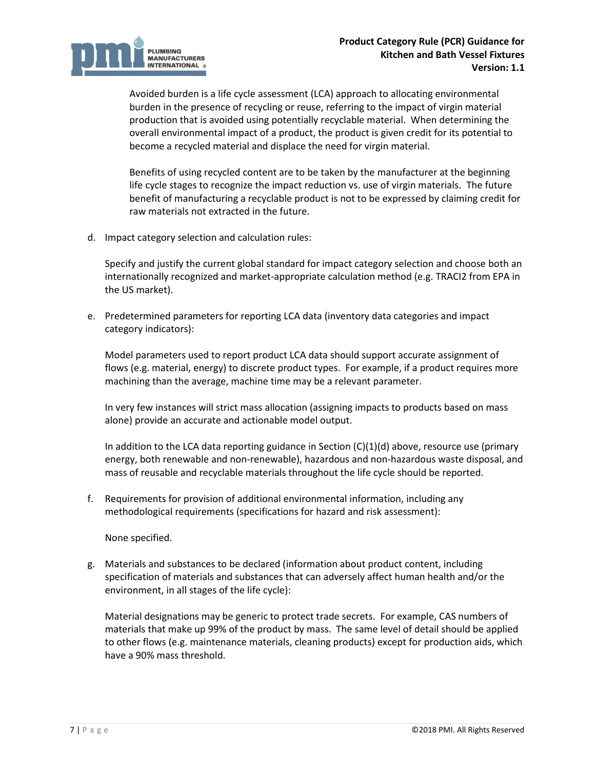Avoided burden is a life cycle assessment (LCA) approach to allocating environmental burden in the presence of recycling or reuse, referring to the impact of virgin material production that is avoided using potentially recyclable material. When determining the overall environmental impact of a product, the product is given credit for its potential to become a recycled material and displace the need for virgin material.

Benefits of using recycled content are to be taken by the manufacturer at the beginning life cycle stages to recognize the impact reduction vs. use of virgin materials. The future benefit of manufacturing a recyclable product is not to be expressed by claiming credit for raw materials not extracted in the future.

d. Impact category selection and calculation rules:

   Specify and justify the current global standard for impact category selection and choose both an internationally recognized and market-appropriate calculation method (e.g. TRACI2 from EPA in the US market).

e. Predetermined parameters for reporting LCA data (inventory data categories and impact category indicators):

   Model parameters used to report product LCA data should support accurate assignment of flows (e.g. material, energy) to discrete product types. For example, if a product requires more machining than the average, machine time may be a relevant parameter.

   In very few instances will strict mass allocation (assigning impacts to products based on mass alone) provide an accurate and actionable model output.

   In addition to the LCA data reporting guidance in Section (C)(1)(d) above, resource use (primary energy, both renewable and non-renewable), hazardous and non-hazardous waste disposal, and mass of reusable and recyclable materials throughout the life cycle should be reported.

f. Requirements for provision of additional environmental information, including any methodological requirements (specifications for hazard and risk assessment):

   None specified.

g. Materials and substances to be declared (information about product content, including specification of materials and substances that can adversely affect human health and/or the environment, in all stages of the life cycle):

   Material designations may be generic to protect trade secrets. For example, CAS numbers of materials that make up 99% of the product by mass. The same level of detail should be applied to other flows (e.g. maintenance materials, cleaning products) except for production aids, which have a 90% mass threshold.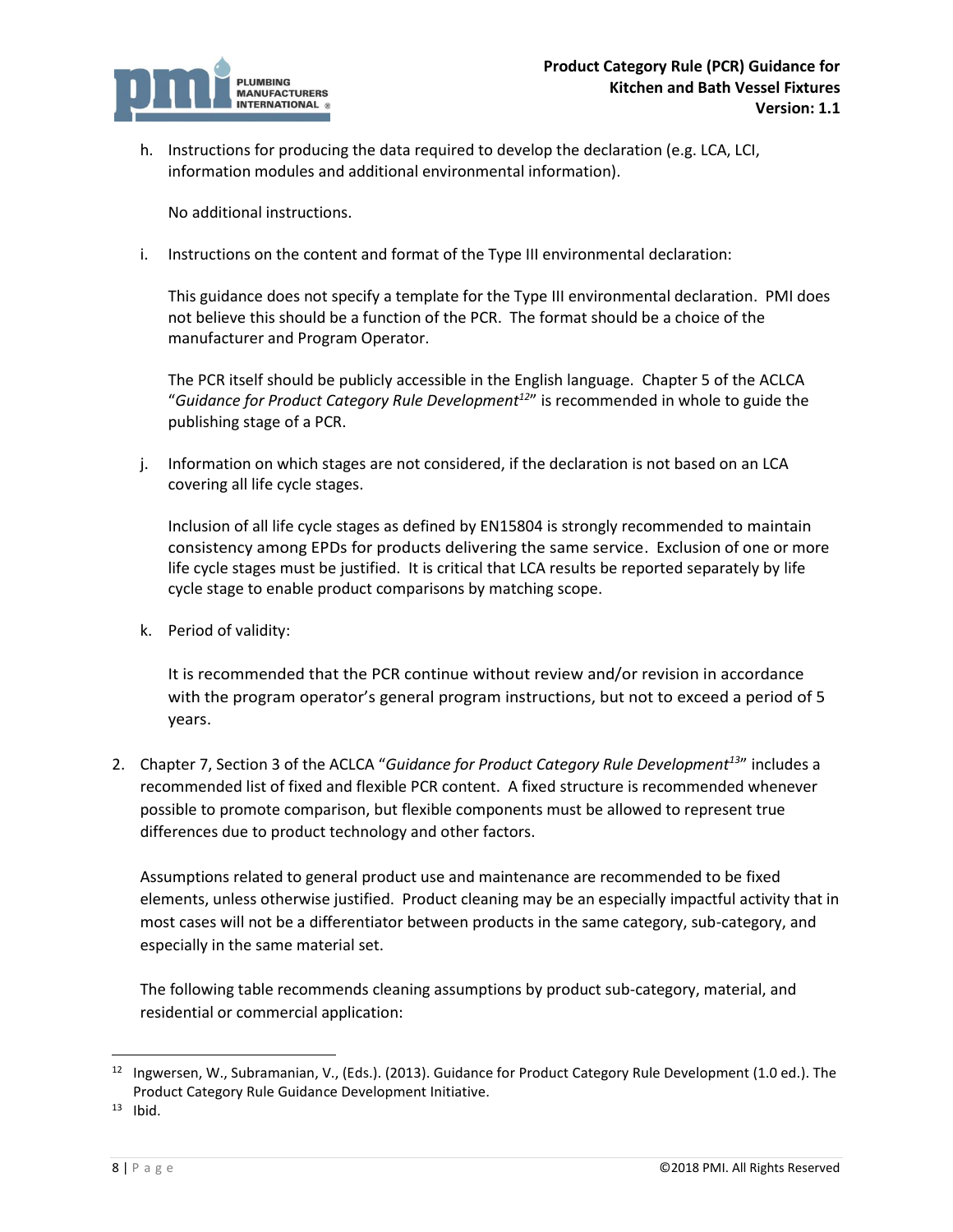h. Instructions for producing the data required to develop the declaration (e.g. LCA, LCI, information modules and additional environmental information).

   No additional instructions.

i. Instructions on the content and format of the Type III environmental declaration:

   This guidance does not specify a template for the Type III environmental declaration. PMI does not believe this should be a function of the PCR. The format should be a choice of the manufacturer and Program Operator.

   The PCR itself should be publicly accessible in the English language. Chapter 5 of the ACLCA "*Guidance for Product Category Rule Development*[12]" is recommended in whole to guide the publishing stage of a PCR.

j. Information on which stages are not considered, if the declaration is not based on an LCA covering all life cycle stages.

   Inclusion of all life cycle stages as defined by EN15804 is strongly recommended to maintain consistency among EPDs for products delivering the same service. Exclusion of one or more life cycle stages must be justified. It is critical that LCA results be reported separately by life cycle stage to enable product comparisons by matching scope.

k. Period of validity:

   It is recommended that the PCR continue without review and/or revision in accordance with the program operator's general program instructions, but not to exceed a period of 5 years.

2. Chapter 7, Section 3 of the ACLCA "*Guidance for Product Category Rule Development*[13]" includes a recommended list of fixed and flexible PCR content. A fixed structure is recommended whenever possible to promote comparison, but flexible components must be allowed to represent true differences due to product technology and other factors.

   Assumptions related to general product use and maintenance are recommended to be fixed elements, unless otherwise justified. Product cleaning may be an especially impactful activity that in most cases will not be a differentiator between products in the same category, sub-category, and especially in the same material set.

   The following table recommends cleaning assumptions by product sub-category, material, and residential or commercial application:

[12] Ingwersen, W., Subramanian, V., (Eds.). (2013). Guidance for Product Category Rule Development (1.0 ed.). The Product Category Rule Guidance Development Initiative.

[13] Ibid.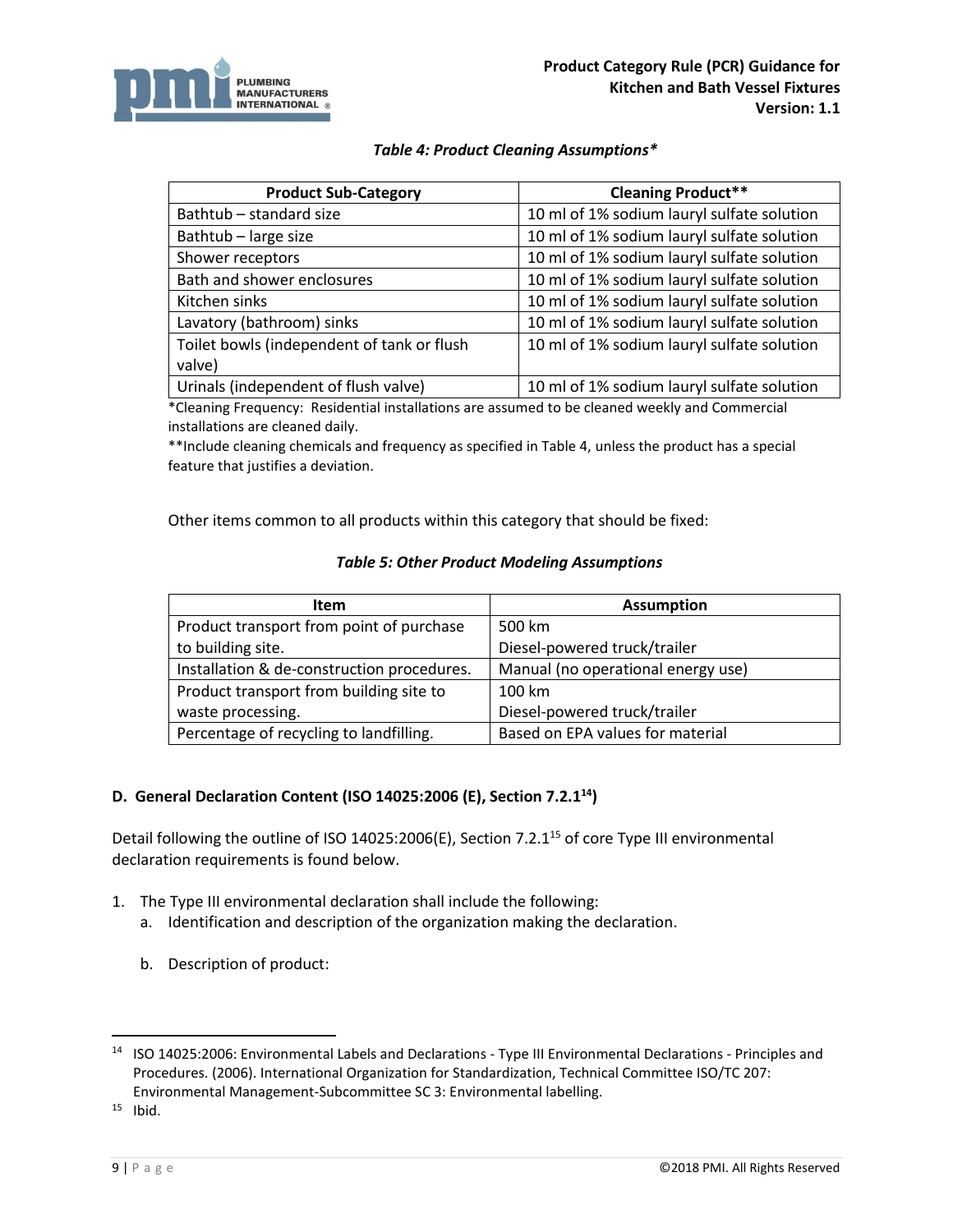*Table 4: Product Cleaning Assumptions**

| Product Sub-Category | Cleaning Product** |
|---|---|
| Bathtub – standard size | 10 ml of 1% sodium lauryl sulfate solution |
| Bathtub – large size | 10 ml of 1% sodium lauryl sulfate solution |
| Shower receptors | 10 ml of 1% sodium lauryl sulfate solution |
| Bath and shower enclosures | 10 ml of 1% sodium lauryl sulfate solution |
| Kitchen sinks | 10 ml of 1% sodium lauryl sulfate solution |
| Lavatory (bathroom) sinks | 10 ml of 1% sodium lauryl sulfate solution |
| Toilet bowls (independent of tank or flush valve) | 10 ml of 1% sodium lauryl sulfate solution |
| Urinals (independent of flush valve) | 10 ml of 1% sodium lauryl sulfate solution |

*Cleaning Frequency: Residential installations are assumed to be cleaned weekly and Commercial installations are cleaned daily.

**Include cleaning chemicals and frequency as specified in Table 4, unless the product has a special feature that justifies a deviation.

Other items common to all products within this category that should be fixed:

*Table 5: Other Product Modeling Assumptions*

| Item | Assumption |
|---|---|
| Product transport from point of purchase to building site. | 500 km<br>Diesel-powered truck/trailer |
| Installation & de-construction procedures. | Manual (no operational energy use) |
| Product transport from building site to waste processing. | 100 km<br>Diesel-powered truck/trailer |
| Percentage of recycling to landfilling. | Based on EPA values for material |

## D. General Declaration Content (ISO 14025:2006 (E), Section 7.2.1[14])

Detail following the outline of ISO 14025:2006(E), Section 7.2.1[15] of core Type III environmental declaration requirements is found below.

1. The Type III environmental declaration shall include the following:
   a. Identification and description of the organization making the declaration.

   b. Description of product:

---

[14] ISO 14025:2006: Environmental Labels and Declarations - Type III Environmental Declarations - Principles and Procedures. (2006). International Organization for Standardization, Technical Committee ISO/TC 207: Environmental Management-Subcommittee SC 3: Environmental labelling.

[15] Ibid.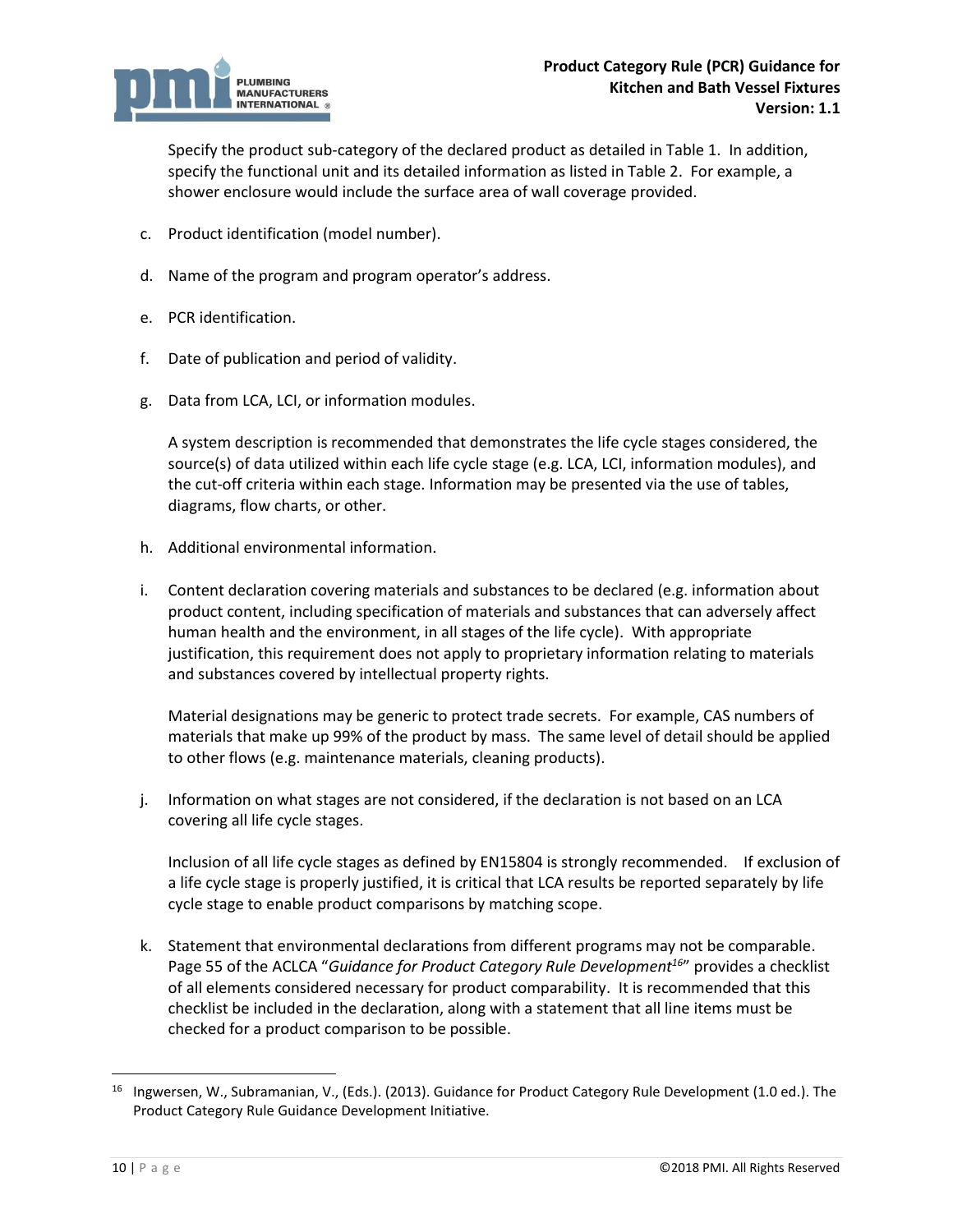Specify the product sub-category of the declared product as detailed in Table 1. In addition, specify the functional unit and its detailed information as listed in Table 2. For example, a shower enclosure would include the surface area of wall coverage provided.

c. Product identification (model number).

d. Name of the program and program operator's address.

e. PCR identification.

f. Date of publication and period of validity.

g. Data from LCA, LCI, or information modules.

   A system description is recommended that demonstrates the life cycle stages considered, the source(s) of data utilized within each life cycle stage (e.g. LCA, LCI, information modules), and the cut-off criteria within each stage. Information may be presented via the use of tables, diagrams, flow charts, or other.

h. Additional environmental information.

i. Content declaration covering materials and substances to be declared (e.g. information about product content, including specification of materials and substances that can adversely affect human health and the environment, in all stages of the life cycle). With appropriate justification, this requirement does not apply to proprietary information relating to materials and substances covered by intellectual property rights.

   Material designations may be generic to protect trade secrets. For example, CAS numbers of materials that make up 99% of the product by mass. The same level of detail should be applied to other flows (e.g. maintenance materials, cleaning products).

j. Information on what stages are not considered, if the declaration is not based on an LCA covering all life cycle stages.

   Inclusion of all life cycle stages as defined by EN15804 is strongly recommended. If exclusion of a life cycle stage is properly justified, it is critical that LCA results be reported separately by life cycle stage to enable product comparisons by matching scope.

k. Statement that environmental declarations from different programs may not be comparable. Page 55 of the ACLCA "*Guidance for Product Category Rule Development*[16]" provides a checklist of all elements considered necessary for product comparability. It is recommended that this checklist be included in the declaration, along with a statement that all line items must be checked for a product comparison to be possible.

---

[16] Ingwersen, W., Subramanian, V., (Eds.). (2013). Guidance for Product Category Rule Development (1.0 ed.). The Product Category Rule Guidance Development Initiative.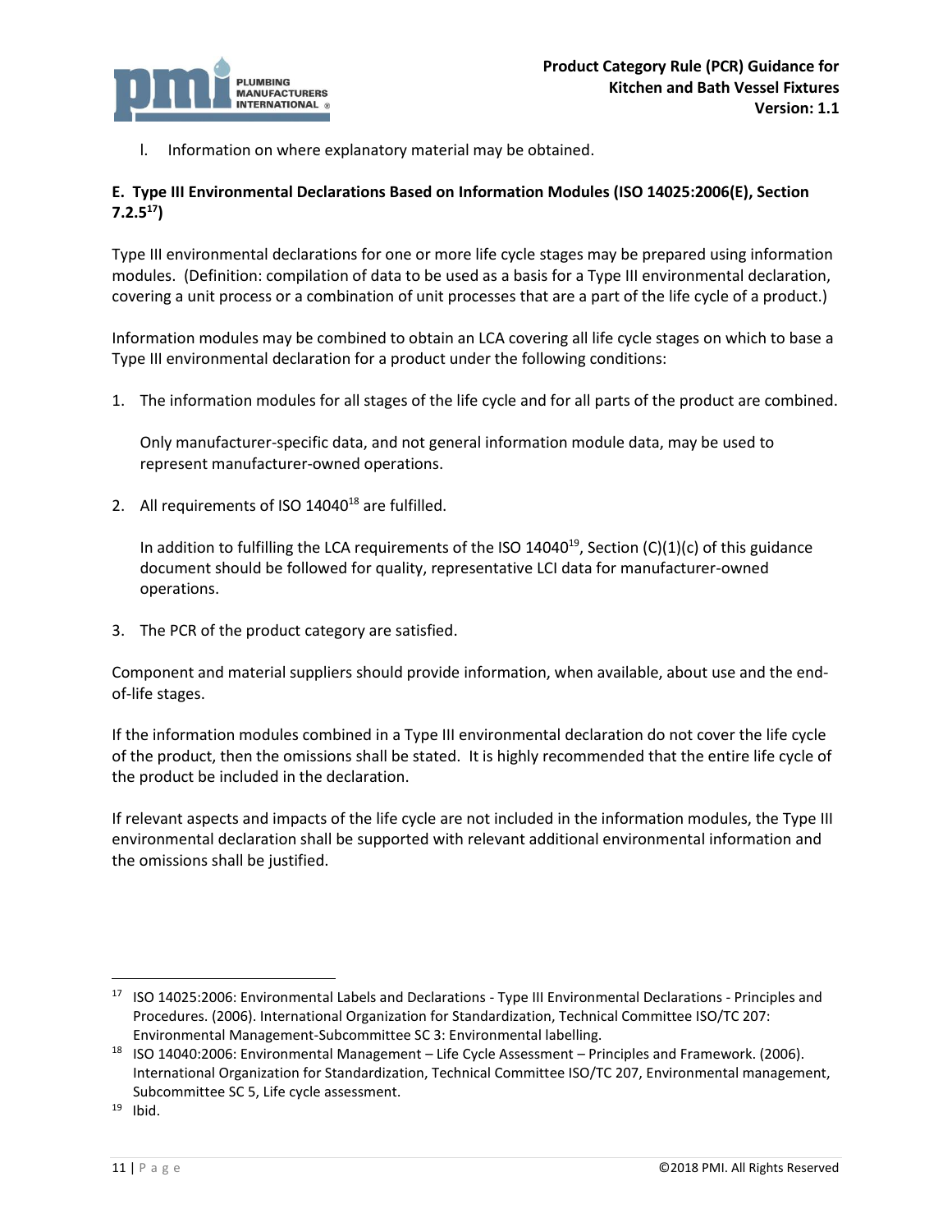l. Information on where explanatory material may be obtained.

**E. Type III Environmental Declarations Based on Information Modules (ISO 14025:2006(E), Section 7.2.5[17])**

Type III environmental declarations for one or more life cycle stages may be prepared using information modules. (Definition: compilation of data to be used as a basis for a Type III environmental declaration, covering a unit process or a combination of unit processes that are a part of the life cycle of a product.)

Information modules may be combined to obtain an LCA covering all life cycle stages on which to base a Type III environmental declaration for a product under the following conditions:

1. The information modules for all stages of the life cycle and for all parts of the product are combined.

   Only manufacturer-specific data, and not general information module data, may be used to represent manufacturer-owned operations.

2. All requirements of ISO 14040[18] are fulfilled.

   In addition to fulfilling the LCA requirements of the ISO 14040[19], Section (C)(1)(c) of this guidance document should be followed for quality, representative LCI data for manufacturer-owned operations.

3. The PCR of the product category are satisfied.

Component and material suppliers should provide information, when available, about use and the end-of-life stages.

If the information modules combined in a Type III environmental declaration do not cover the life cycle of the product, then the omissions shall be stated. It is highly recommended that the entire life cycle of the product be included in the declaration.

If relevant aspects and impacts of the life cycle are not included in the information modules, the Type III environmental declaration shall be supported with relevant additional environmental information and the omissions shall be justified.

---

[17] ISO 14025:2006: Environmental Labels and Declarations - Type III Environmental Declarations - Principles and Procedures. (2006). International Organization for Standardization, Technical Committee ISO/TC 207: Environmental Management-Subcommittee SC 3: Environmental labelling.

[18] ISO 14040:2006: Environmental Management – Life Cycle Assessment – Principles and Framework. (2006). International Organization for Standardization, Technical Committee ISO/TC 207, Environmental management, Subcommittee SC 5, Life cycle assessment.

[19] Ibid.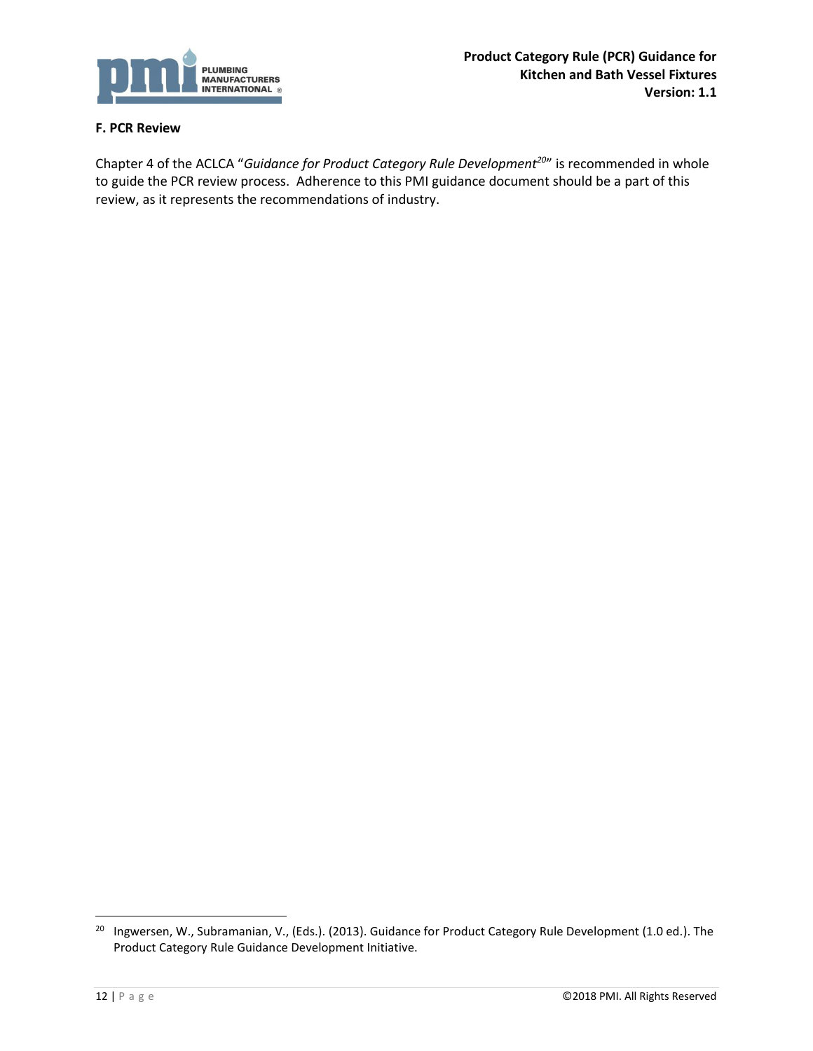**F. PCR Review**

Chapter 4 of the ACLCA "*Guidance for Product Category Rule Development*[20]" is recommended in whole to guide the PCR review process. Adherence to this PMI guidance document should be a part of this review, as it represents the recommendations of industry.

---

[20] Ingwersen, W., Subramanian, V., (Eds.). (2013). Guidance for Product Category Rule Development (1.0 ed.). The Product Category Rule Guidance Development Initiative.